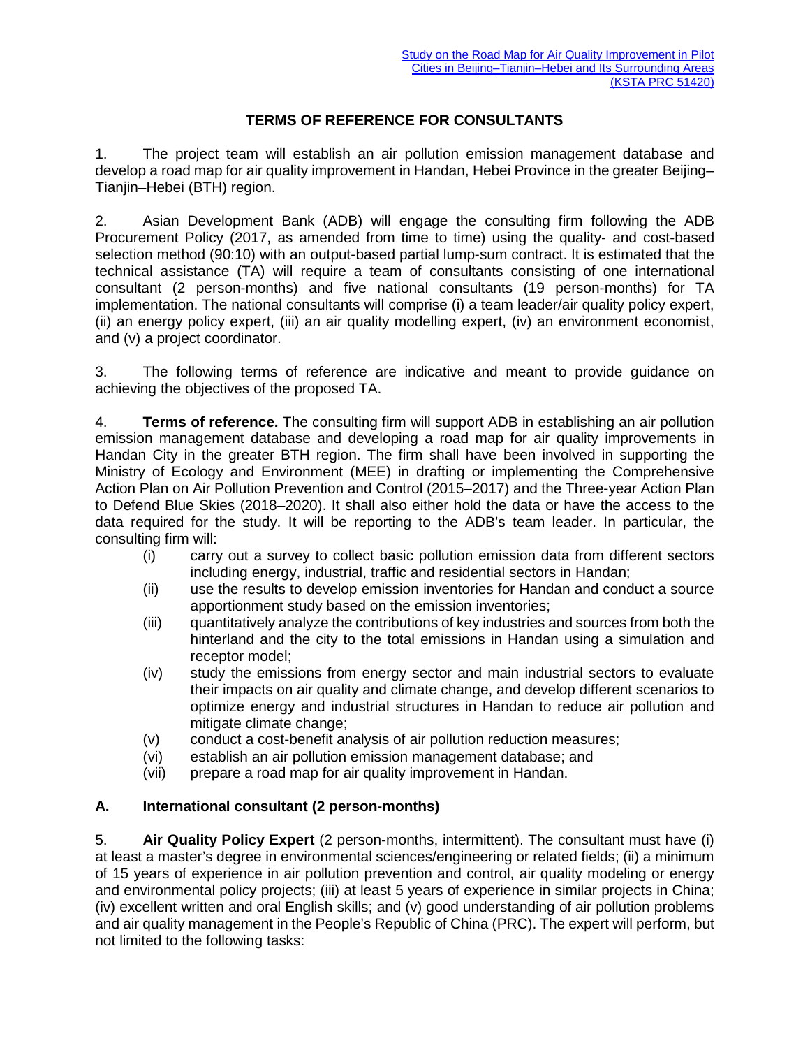Study on the Road Map for Air Quality Improvement in Pilot Cities in Beijing–Tianjin–Hebei and Its Surrounding Areas (KSTA PRC 51420)

# TERMS OF REFERENCE FOR CONSULTANTS

1. The project team will establish an air pollution emission management database and develop a road map for air quality improvement in Handan, Hebei Province in the greater Beijing–Tianjin–Hebei (BTH) region.

2. Asian Development Bank (ADB) will engage the consulting firm following the ADB Procurement Policy (2017, as amended from time to time) using the quality- and cost-based selection method (90:10) with an output-based partial lump-sum contract. It is estimated that the technical assistance (TA) will require a team of consultants consisting of one international consultant (2 person-months) and five national consultants (19 person-months) for TA implementation. The national consultants will comprise (i) a team leader/air quality policy expert, (ii) an energy policy expert, (iii) an air quality modelling expert, (iv) an environment economist, and (v) a project coordinator.

3. The following terms of reference are indicative and meant to provide guidance on achieving the objectives of the proposed TA.

4. **Terms of reference.** The consulting firm will support ADB in establishing an air pollution emission management database and developing a road map for air quality improvements in Handan City in the greater BTH region. The firm shall have been involved in supporting the Ministry of Ecology and Environment (MEE) in drafting or implementing the Comprehensive Action Plan on Air Pollution Prevention and Control (2015–2017) and the Three-year Action Plan to Defend Blue Skies (2018–2020). It shall also either hold the data or have the access to the data required for the study. It will be reporting to the ADB's team leader. In particular, the consulting firm will:

   (i) carry out a survey to collect basic pollution emission data from different sectors including energy, industrial, traffic and residential sectors in Handan;
   (ii) use the results to develop emission inventories for Handan and conduct a source apportionment study based on the emission inventories;
   (iii) quantitatively analyze the contributions of key industries and sources from both the hinterland and the city to the total emissions in Handan using a simulation and receptor model;
   (iv) study the emissions from energy sector and main industrial sectors to evaluate their impacts on air quality and climate change, and develop different scenarios to optimize energy and industrial structures in Handan to reduce air pollution and mitigate climate change;
   (v) conduct a cost-benefit analysis of air pollution reduction measures;
   (vi) establish an air pollution emission management database; and
   (vii) prepare a road map for air quality improvement in Handan.

## A. International consultant (2 person-months)

5. **Air Quality Policy Expert** (2 person-months, intermittent). The consultant must have (i) at least a master's degree in environmental sciences/engineering or related fields; (ii) a minimum of 15 years of experience in air pollution prevention and control, air quality modeling or energy and environmental policy projects; (iii) at least 5 years of experience in similar projects in China; (iv) excellent written and oral English skills; and (v) good understanding of air pollution problems and air quality management in the People's Republic of China (PRC). The expert will perform, but not limited to the following tasks: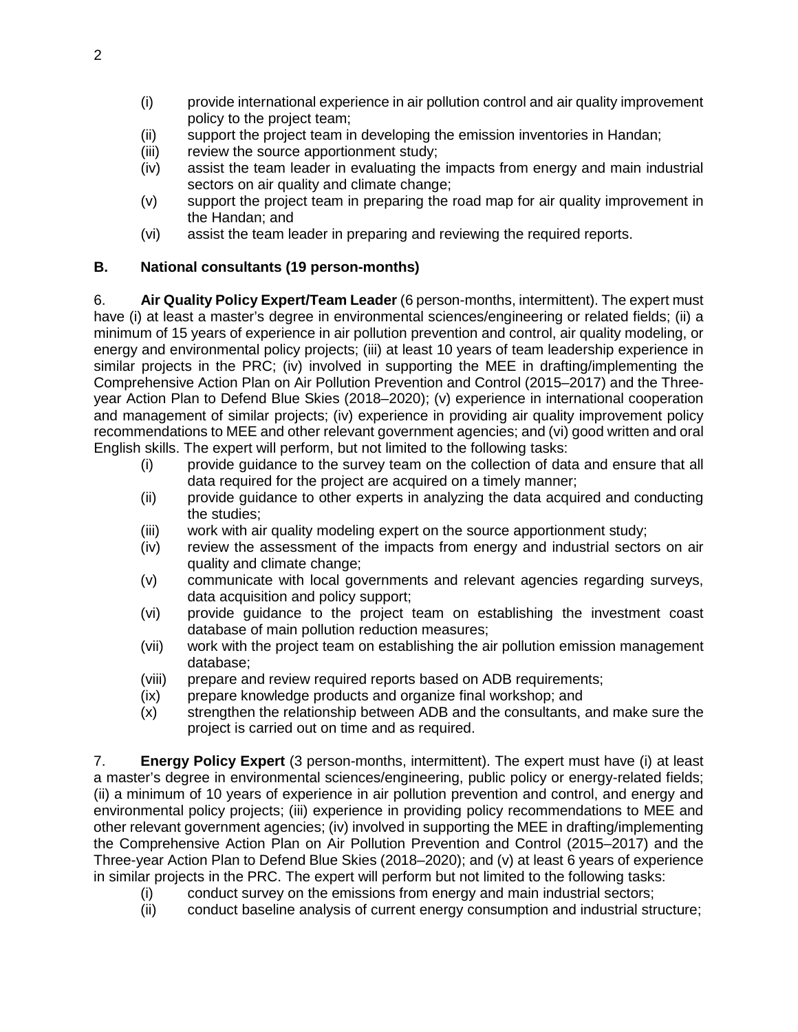(i) provide international experience in air pollution control and air quality improvement policy to the project team;
(ii) support the project team in developing the emission inventories in Handan;
(iii) review the source apportionment study;
(iv) assist the team leader in evaluating the impacts from energy and main industrial sectors on air quality and climate change;
(v) support the project team in preparing the road map for air quality improvement in the Handan; and
(vi) assist the team leader in preparing and reviewing the required reports.

## B. National consultants (19 person-months)

6. **Air Quality Policy Expert/Team Leader** (6 person-months, intermittent). The expert must have (i) at least a master's degree in environmental sciences/engineering or related fields; (ii) a minimum of 15 years of experience in air pollution prevention and control, air quality modeling, or energy and environmental policy projects; (iii) at least 10 years of team leadership experience in similar projects in the PRC; (iv) involved in supporting the MEE in drafting/implementing the Comprehensive Action Plan on Air Pollution Prevention and Control (2015–2017) and the Three-year Action Plan to Defend Blue Skies (2018–2020); (v) experience in international cooperation and management of similar projects; (iv) experience in providing air quality improvement policy recommendations to MEE and other relevant government agencies; and (vi) good written and oral English skills. The expert will perform, but not limited to the following tasks:

(i) provide guidance to the survey team on the collection of data and ensure that all data required for the project are acquired on a timely manner;
(ii) provide guidance to other experts in analyzing the data acquired and conducting the studies;
(iii) work with air quality modeling expert on the source apportionment study;
(iv) review the assessment of the impacts from energy and industrial sectors on air quality and climate change;
(v) communicate with local governments and relevant agencies regarding surveys, data acquisition and policy support;
(vi) provide guidance to the project team on establishing the investment coast database of main pollution reduction measures;
(vii) work with the project team on establishing the air pollution emission management database;
(viii) prepare and review required reports based on ADB requirements;
(ix) prepare knowledge products and organize final workshop; and
(x) strengthen the relationship between ADB and the consultants, and make sure the project is carried out on time and as required.

7. **Energy Policy Expert** (3 person-months, intermittent). The expert must have (i) at least a master's degree in environmental sciences/engineering, public policy or energy-related fields; (ii) a minimum of 10 years of experience in air pollution prevention and control, and energy and environmental policy projects; (iii) experience in providing policy recommendations to MEE and other relevant government agencies; (iv) involved in supporting the MEE in drafting/implementing the Comprehensive Action Plan on Air Pollution Prevention and Control (2015–2017) and the Three-year Action Plan to Defend Blue Skies (2018–2020); and (v) at least 6 years of experience in similar projects in the PRC. The expert will perform but not limited to the following tasks:

(i) conduct survey on the emissions from energy and main industrial sectors;
(ii) conduct baseline analysis of current energy consumption and industrial structure;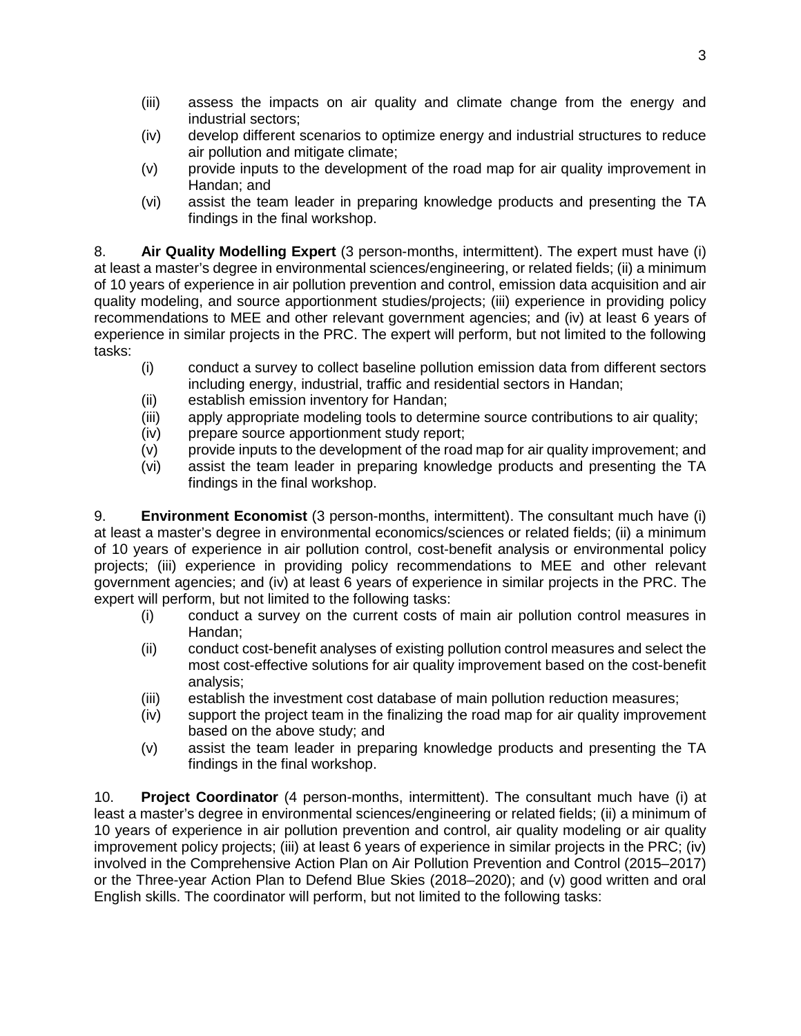(iii) assess the impacts on air quality and climate change from the energy and industrial sectors;

(iv) develop different scenarios to optimize energy and industrial structures to reduce air pollution and mitigate climate;

(v) provide inputs to the development of the road map for air quality improvement in Handan; and

(vi) assist the team leader in preparing knowledge products and presenting the TA findings in the final workshop.

8. **Air Quality Modelling Expert** (3 person-months, intermittent). The expert must have (i) at least a master's degree in environmental sciences/engineering, or related fields; (ii) a minimum of 10 years of experience in air pollution prevention and control, emission data acquisition and air quality modeling, and source apportionment studies/projects; (iii) experience in providing policy recommendations to MEE and other relevant government agencies; and (iv) at least 6 years of experience in similar projects in the PRC. The expert will perform, but not limited to the following tasks:

(i) conduct a survey to collect baseline pollution emission data from different sectors including energy, industrial, traffic and residential sectors in Handan;

(ii) establish emission inventory for Handan;

(iii) apply appropriate modeling tools to determine source contributions to air quality;

(iv) prepare source apportionment study report;

(v) provide inputs to the development of the road map for air quality improvement; and

(vi) assist the team leader in preparing knowledge products and presenting the TA findings in the final workshop.

9. **Environment Economist** (3 person-months, intermittent). The consultant much have (i) at least a master's degree in environmental economics/sciences or related fields; (ii) a minimum of 10 years of experience in air pollution control, cost-benefit analysis or environmental policy projects; (iii) experience in providing policy recommendations to MEE and other relevant government agencies; and (iv) at least 6 years of experience in similar projects in the PRC. The expert will perform, but not limited to the following tasks:

(i) conduct a survey on the current costs of main air pollution control measures in Handan;

(ii) conduct cost-benefit analyses of existing pollution control measures and select the most cost-effective solutions for air quality improvement based on the cost-benefit analysis;

(iii) establish the investment cost database of main pollution reduction measures;

(iv) support the project team in the finalizing the road map for air quality improvement based on the above study; and

(v) assist the team leader in preparing knowledge products and presenting the TA findings in the final workshop.

10. **Project Coordinator** (4 person-months, intermittent). The consultant much have (i) at least a master's degree in environmental sciences/engineering or related fields; (ii) a minimum of 10 years of experience in air pollution prevention and control, air quality modeling or air quality improvement policy projects; (iii) at least 6 years of experience in similar projects in the PRC; (iv) involved in the Comprehensive Action Plan on Air Pollution Prevention and Control (2015–2017) or the Three-year Action Plan to Defend Blue Skies (2018–2020); and (v) good written and oral English skills. The coordinator will perform, but not limited to the following tasks: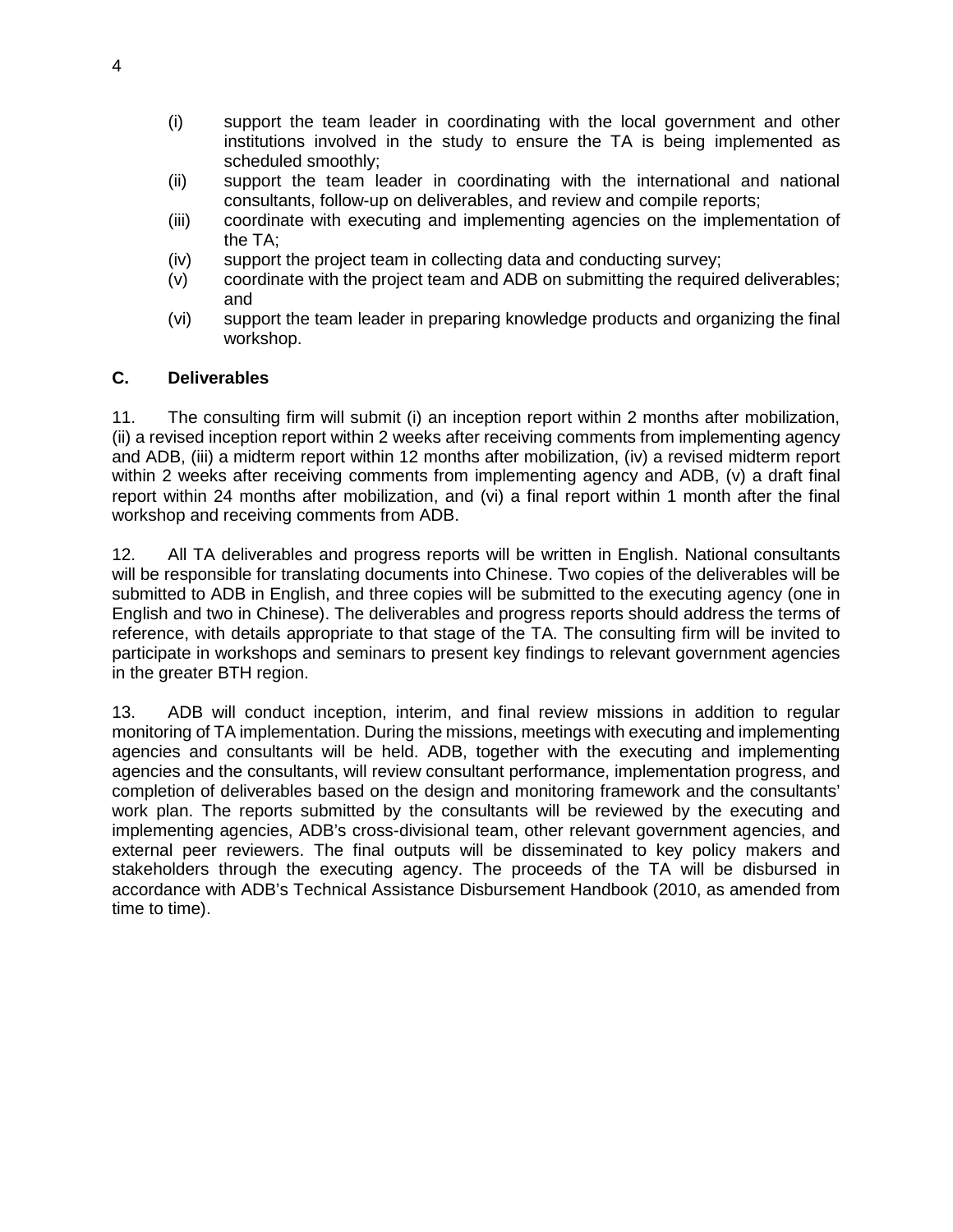(i) support the team leader in coordinating with the local government and other institutions involved in the study to ensure the TA is being implemented as scheduled smoothly;
(ii) support the team leader in coordinating with the international and national consultants, follow-up on deliverables, and review and compile reports;
(iii) coordinate with executing and implementing agencies on the implementation of the TA;
(iv) support the project team in collecting data and conducting survey;
(v) coordinate with the project team and ADB on submitting the required deliverables; and
(vi) support the team leader in preparing knowledge products and organizing the final workshop.

### C. Deliverables

11. The consulting firm will submit (i) an inception report within 2 months after mobilization, (ii) a revised inception report within 2 weeks after receiving comments from implementing agency and ADB, (iii) a midterm report within 12 months after mobilization, (iv) a revised midterm report within 2 weeks after receiving comments from implementing agency and ADB, (v) a draft final report within 24 months after mobilization, and (vi) a final report within 1 month after the final workshop and receiving comments from ADB.

12. All TA deliverables and progress reports will be written in English. National consultants will be responsible for translating documents into Chinese. Two copies of the deliverables will be submitted to ADB in English, and three copies will be submitted to the executing agency (one in English and two in Chinese). The deliverables and progress reports should address the terms of reference, with details appropriate to that stage of the TA. The consulting firm will be invited to participate in workshops and seminars to present key findings to relevant government agencies in the greater BTH region.

13. ADB will conduct inception, interim, and final review missions in addition to regular monitoring of TA implementation. During the missions, meetings with executing and implementing agencies and consultants will be held. ADB, together with the executing and implementing agencies and the consultants, will review consultant performance, implementation progress, and completion of deliverables based on the design and monitoring framework and the consultants' work plan. The reports submitted by the consultants will be reviewed by the executing and implementing agencies, ADB's cross-divisional team, other relevant government agencies, and external peer reviewers. The final outputs will be disseminated to key policy makers and stakeholders through the executing agency. The proceeds of the TA will be disbursed in accordance with ADB's Technical Assistance Disbursement Handbook (2010, as amended from time to time).